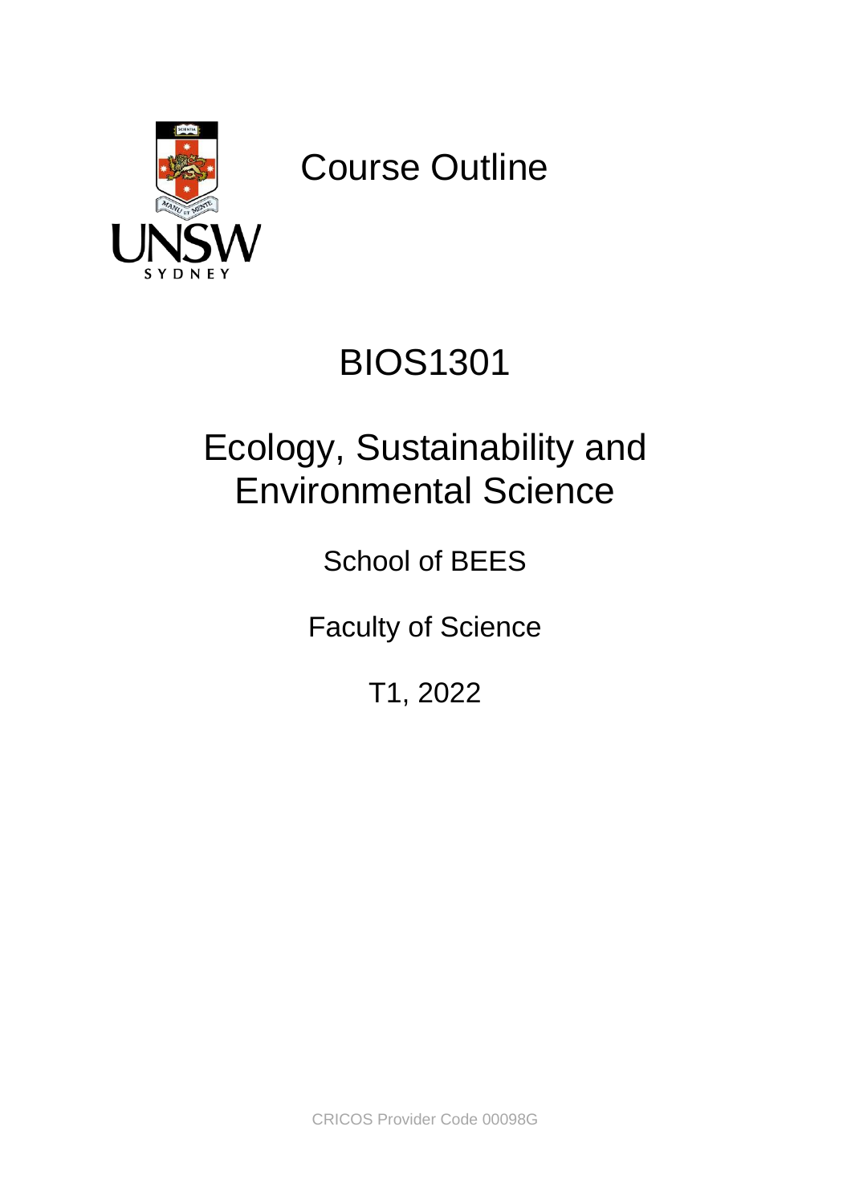Course Outline

# BIOS1301

# Ecology, Sustainability and Environmental Science

School of BEES

Faculty of Science

T1, 2022

CRICOS Provider Code 00098G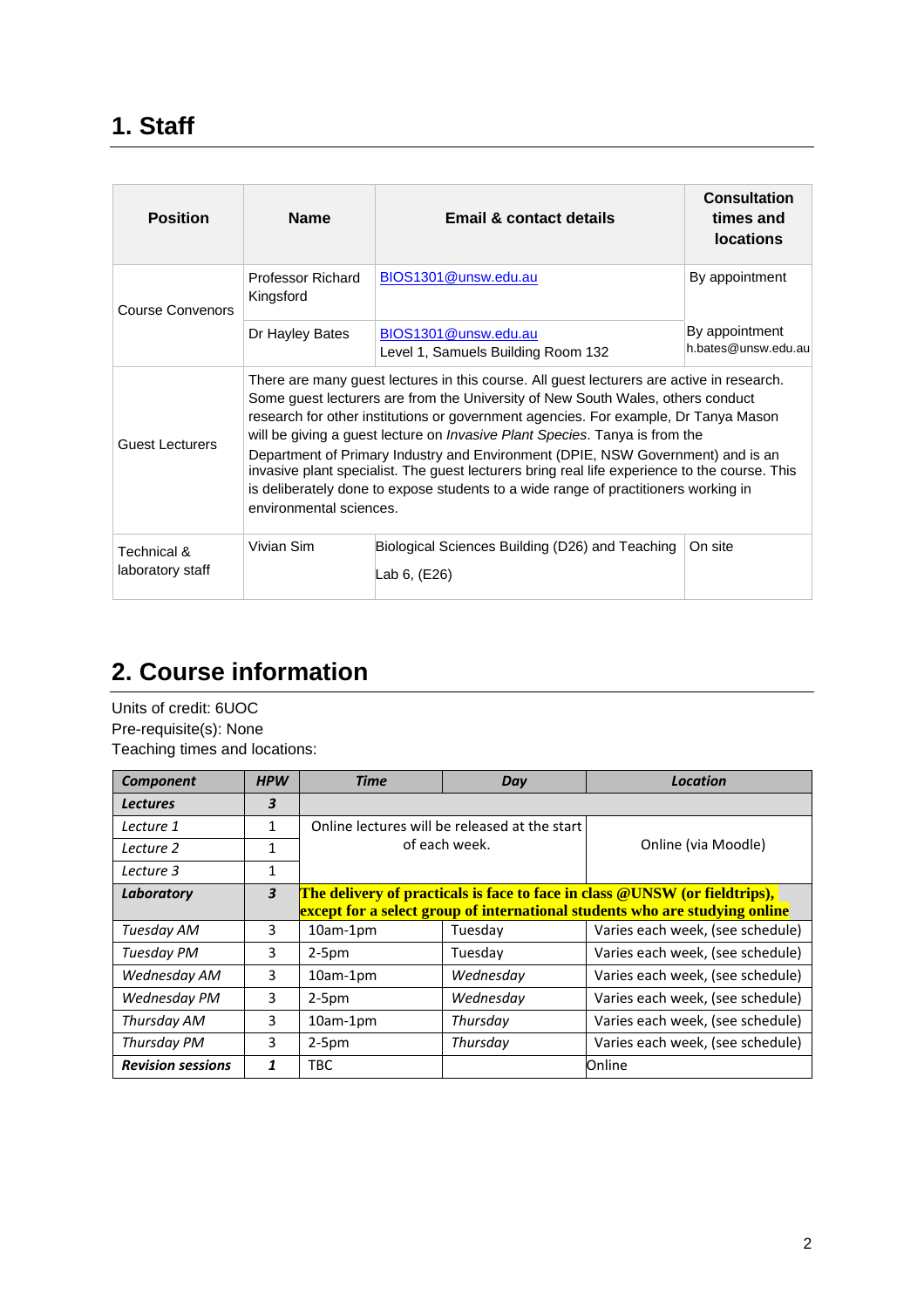# 1. Staff

| Position | Name | Email & contact details | Consultation times and locations |
|---|---|---|---|
| Course Convenors | Professor Richard Kingsford | BIOS1301@unsw.edu.au | By appointment |
| | Dr Hayley Bates | BIOS1301@unsw.edu.au<br>Level 1, Samuels Building Room 132 | By appointment<br>h.bates@unsw.edu.au |
| Guest Lecturers | There are many guest lectures in this course. All guest lecturers are active in research. Some guest lecturers are from the University of New South Wales, others conduct research for other institutions or government agencies. For example, Dr Tanya Mason will be giving a guest lecture on *Invasive Plant Species*. Tanya is from the Department of Primary Industry and Environment (DPIE, NSW Government) and is an invasive plant specialist. The guest lecturers bring real life experience to the course. This is deliberately done to expose students to a wide range of practitioners working in environmental sciences. | | |
| Technical & laboratory staff | Vivian Sim | Biological Sciences Building (D26) and Teaching Lab 6, (E26) | On site |

# 2. Course information

Units of credit: 6UOC
Pre-requisite(s): None
Teaching times and locations:

| *Component* | *HPW* | *Time* | *Day* | *Location* |
|---|---|---|---|---|
| ***Lectures*** | ***3*** | | | |
| *Lecture 1* | 1 | Online lectures will be released at the start of each week. | | Online (via Moodle) |
| *Lecture 2* | 1 | | | |
| *Lecture 3* | 1 | | | |
| ***Laboratory*** | ***3*** | **The delivery of practicals is face to face in class @UNSW (or fieldtrips), except for a select group of international students who are studying online** | | |
| *Tuesday AM* | 3 | 10am-1pm | Tuesday | Varies each week, (see schedule) |
| *Tuesday PM* | 3 | 2-5pm | Tuesday | Varies each week, (see schedule) |
| *Wednesday AM* | 3 | 10am-1pm | *Wednesday* | Varies each week, (see schedule) |
| *Wednesday PM* | 3 | 2-5pm | *Wednesday* | Varies each week, (see schedule) |
| *Thursday AM* | 3 | 10am-1pm | *Thursday* | Varies each week, (see schedule) |
| *Thursday PM* | 3 | 2-5pm | *Thursday* | Varies each week, (see schedule) |
| ***Revision sessions*** | ***1*** | TBC | | Online |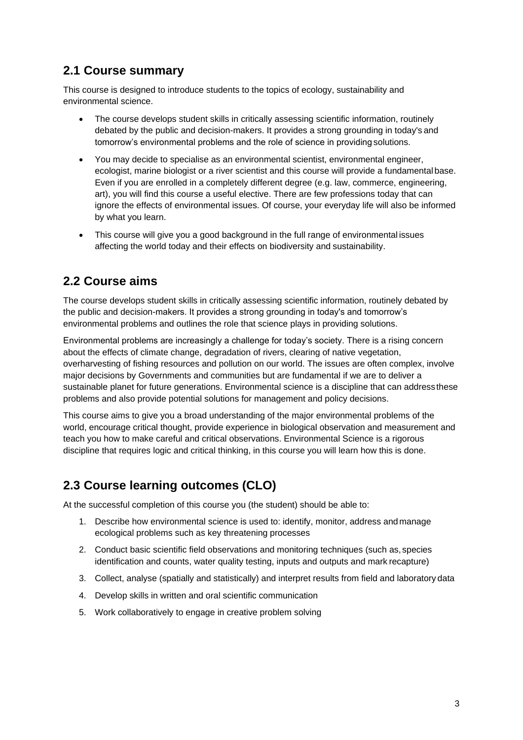## 2.1 Course summary

This course is designed to introduce students to the topics of ecology, sustainability and environmental science.

- The course develops student skills in critically assessing scientific information, routinely debated by the public and decision-makers. It provides a strong grounding in today's and tomorrow's environmental problems and the role of science in providing solutions.
- You may decide to specialise as an environmental scientist, environmental engineer, ecologist, marine biologist or a river scientist and this course will provide a fundamental base. Even if you are enrolled in a completely different degree (e.g. law, commerce, engineering, art), you will find this course a useful elective. There are few professions today that can ignore the effects of environmental issues. Of course, your everyday life will also be informed by what you learn.
- This course will give you a good background in the full range of environmental issues affecting the world today and their effects on biodiversity and sustainability.

## 2.2 Course aims

The course develops student skills in critically assessing scientific information, routinely debated by the public and decision-makers. It provides a strong grounding in today's and tomorrow's environmental problems and outlines the role that science plays in providing solutions.

Environmental problems are increasingly a challenge for today's society. There is a rising concern about the effects of climate change, degradation of rivers, clearing of native vegetation, overharvesting of fishing resources and pollution on our world. The issues are often complex, involve major decisions by Governments and communities but are fundamental if we are to deliver a sustainable planet for future generations. Environmental science is a discipline that can address these problems and also provide potential solutions for management and policy decisions.

This course aims to give you a broad understanding of the major environmental problems of the world, encourage critical thought, provide experience in biological observation and measurement and teach you how to make careful and critical observations. Environmental Science is a rigorous discipline that requires logic and critical thinking, in this course you will learn how this is done.

## 2.3 Course learning outcomes (CLO)

At the successful completion of this course you (the student) should be able to:

1. Describe how environmental science is used to: identify, monitor, address and manage ecological problems such as key threatening processes
2. Conduct basic scientific field observations and monitoring techniques (such as, species identification and counts, water quality testing, inputs and outputs and mark recapture)
3. Collect, analyse (spatially and statistically) and interpret results from field and laboratory data
4. Develop skills in written and oral scientific communication
5. Work collaboratively to engage in creative problem solving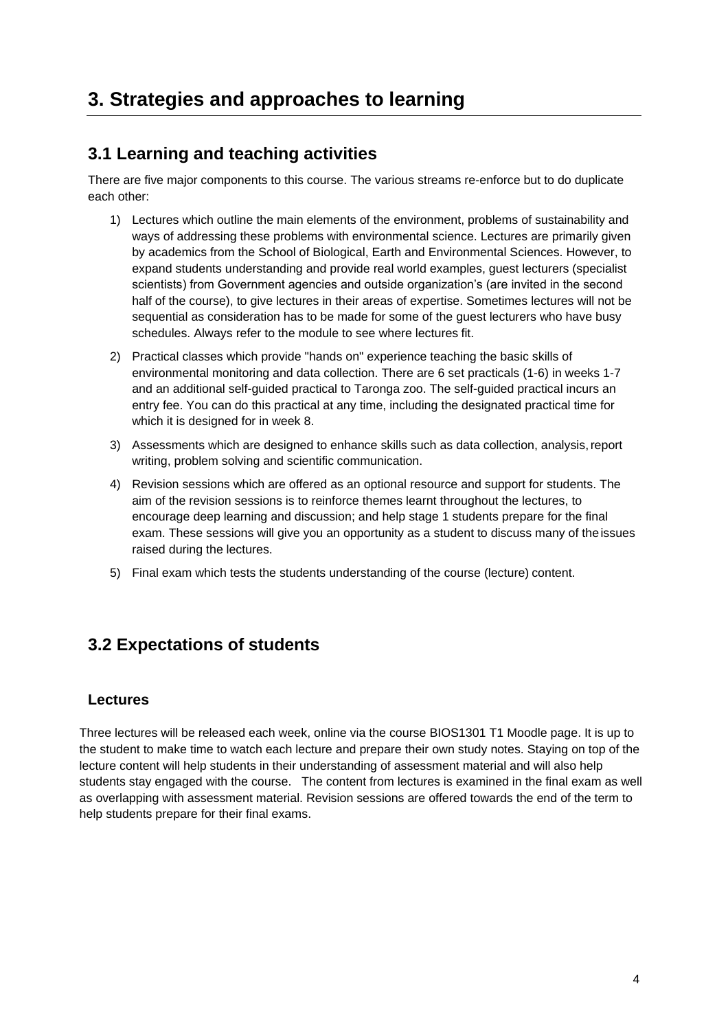# 3. Strategies and approaches to learning

## 3.1 Learning and teaching activities

There are five major components to this course. The various streams re-enforce but to do duplicate each other:

1) Lectures which outline the main elements of the environment, problems of sustainability and ways of addressing these problems with environmental science. Lectures are primarily given by academics from the School of Biological, Earth and Environmental Sciences. However, to expand students understanding and provide real world examples, guest lecturers (specialist scientists) from Government agencies and outside organization's (are invited in the second half of the course), to give lectures in their areas of expertise. Sometimes lectures will not be sequential as consideration has to be made for some of the guest lecturers who have busy schedules. Always refer to the module to see where lectures fit.

2) Practical classes which provide "hands on" experience teaching the basic skills of environmental monitoring and data collection. There are 6 set practicals (1-6) in weeks 1-7 and an additional self-guided practical to Taronga zoo. The self-guided practical incurs an entry fee. You can do this practical at any time, including the designated practical time for which it is designed for in week 8.

3) Assessments which are designed to enhance skills such as data collection, analysis, report writing, problem solving and scientific communication.

4) Revision sessions which are offered as an optional resource and support for students. The aim of the revision sessions is to reinforce themes learnt throughout the lectures, to encourage deep learning and discussion; and help stage 1 students prepare for the final exam. These sessions will give you an opportunity as a student to discuss many of the issues raised during the lectures.

5) Final exam which tests the students understanding of the course (lecture) content.

## 3.2 Expectations of students

### Lectures

Three lectures will be released each week, online via the course BIOS1301 T1 Moodle page. It is up to the student to make time to watch each lecture and prepare their own study notes. Staying on top of the lecture content will help students in their understanding of assessment material and will also help students stay engaged with the course. The content from lectures is examined in the final exam as well as overlapping with assessment material. Revision sessions are offered towards the end of the term to help students prepare for their final exams.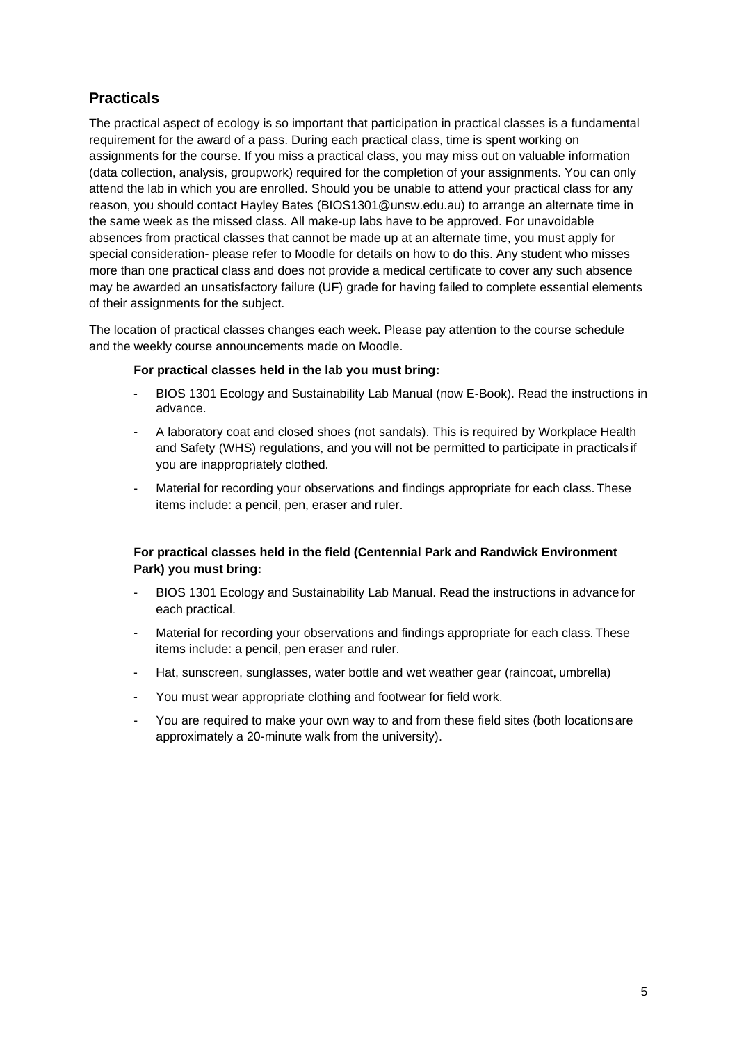## Practicals

The practical aspect of ecology is so important that participation in practical classes is a fundamental requirement for the award of a pass. During each practical class, time is spent working on assignments for the course. If you miss a practical class, you may miss out on valuable information (data collection, analysis, groupwork) required for the completion of your assignments. You can only attend the lab in which you are enrolled. Should you be unable to attend your practical class for any reason, you should contact Hayley Bates (BIOS1301@unsw.edu.au) to arrange an alternate time in the same week as the missed class. All make-up labs have to be approved. For unavoidable absences from practical classes that cannot be made up at an alternate time, you must apply for special consideration- please refer to Moodle for details on how to do this. Any student who misses more than one practical class and does not provide a medical certificate to cover any such absence may be awarded an unsatisfactory failure (UF) grade for having failed to complete essential elements of their assignments for the subject.

The location of practical classes changes each week. Please pay attention to the course schedule and the weekly course announcements made on Moodle.

**For practical classes held in the lab you must bring:**

- BIOS 1301 Ecology and Sustainability Lab Manual (now E-Book). Read the instructions in advance.
- A laboratory coat and closed shoes (not sandals). This is required by Workplace Health and Safety (WHS) regulations, and you will not be permitted to participate in practicals if you are inappropriately clothed.
- Material for recording your observations and findings appropriate for each class. These items include: a pencil, pen, eraser and ruler.

**For practical classes held in the field (Centennial Park and Randwick Environment Park) you must bring:**

- BIOS 1301 Ecology and Sustainability Lab Manual. Read the instructions in advance for each practical.
- Material for recording your observations and findings appropriate for each class. These items include: a pencil, pen eraser and ruler.
- Hat, sunscreen, sunglasses, water bottle and wet weather gear (raincoat, umbrella)
- You must wear appropriate clothing and footwear for field work.
- You are required to make your own way to and from these field sites (both locations are approximately a 20-minute walk from the university).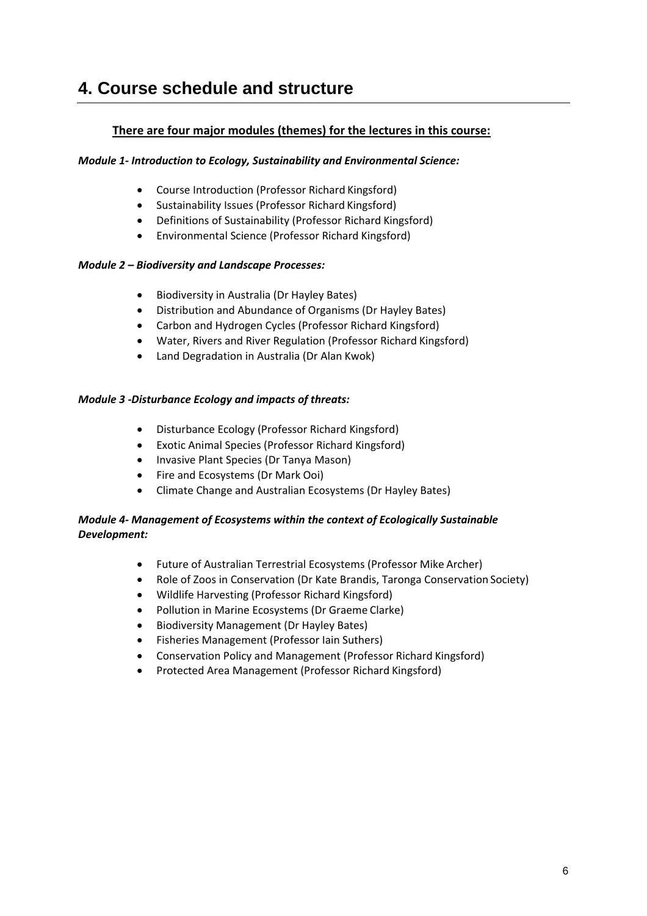# 4. Course schedule and structure

**There are four major modules (themes) for the lectures in this course:**

***Module 1- Introduction to Ecology, Sustainability and Environmental Science:***

- Course Introduction (Professor Richard Kingsford)
- Sustainability Issues (Professor Richard Kingsford)
- Definitions of Sustainability (Professor Richard Kingsford)
- Environmental Science (Professor Richard Kingsford)

***Module 2 – Biodiversity and Landscape Processes:***

- Biodiversity in Australia (Dr Hayley Bates)
- Distribution and Abundance of Organisms (Dr Hayley Bates)
- Carbon and Hydrogen Cycles (Professor Richard Kingsford)
- Water, Rivers and River Regulation (Professor Richard Kingsford)
- Land Degradation in Australia (Dr Alan Kwok)

***Module 3 -Disturbance Ecology and impacts of threats:***

- Disturbance Ecology (Professor Richard Kingsford)
- Exotic Animal Species (Professor Richard Kingsford)
- Invasive Plant Species (Dr Tanya Mason)
- Fire and Ecosystems (Dr Mark Ooi)
- Climate Change and Australian Ecosystems (Dr Hayley Bates)

***Module 4- Management of Ecosystems within the context of Ecologically Sustainable Development:***

- Future of Australian Terrestrial Ecosystems (Professor Mike Archer)
- Role of Zoos in Conservation (Dr Kate Brandis, Taronga Conservation Society)
- Wildlife Harvesting (Professor Richard Kingsford)
- Pollution in Marine Ecosystems (Dr Graeme Clarke)
- Biodiversity Management (Dr Hayley Bates)
- Fisheries Management (Professor Iain Suthers)
- Conservation Policy and Management (Professor Richard Kingsford)
- Protected Area Management (Professor Richard Kingsford)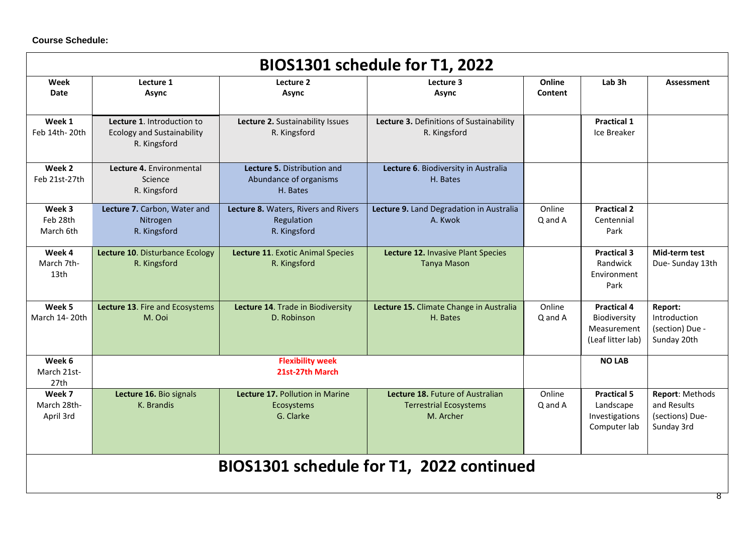**Course Schedule:**

# BIOS1301 schedule for T1, 2022

| Week Date | Lecture 1 Async | Lecture 2 Async | Lecture 3 Async | Online Content | Lab 3h | Assessment |
|---|---|---|---|---|---|---|
| **Week 1** Feb 14th- 20th | **Lecture 1**. Introduction to Ecology and Sustainability R. Kingsford | **Lecture 2.** Sustainability Issues R. Kingsford | **Lecture 3.** Definitions of Sustainability R. Kingsford | | **Practical 1** Ice Breaker | |
| **Week 2** Feb 21st-27th | **Lecture 4.** Environmental Science R. Kingsford | **Lecture 5.** Distribution and Abundance of organisms H. Bates | **Lecture 6**. Biodiversity in Australia H. Bates | | | |
| **Week 3** Feb 28th March 6th | **Lecture 7.** Carbon, Water and Nitrogen R. Kingsford | **Lecture 8.** Waters, Rivers and Rivers Regulation R. Kingsford | **Lecture 9.** Land Degradation in Australia A. Kwok | Online Q and A | **Practical 2** Centennial Park | |
| **Week 4** March 7th-13th | **Lecture 10**. Disturbance Ecology R. Kingsford | **Lecture 11**. Exotic Animal Species R. Kingsford | **Lecture 12.** Invasive Plant Species Tanya Mason | | **Practical 3** Randwick Environment Park | **Mid-term test** Due- Sunday 13th |
| **Week 5** March 14- 20th | **Lecture 13**. Fire and Ecosystems M. Ooi | **Lecture 14**. Trade in Biodiversity D. Robinson | **Lecture 15.** Climate Change in Australia H. Bates | Online Q and A | **Practical 4** Biodiversity Measurement (Leaf litter lab) | **Report:** Introduction (section) Due - Sunday 20th |
| **Week 6** March 21st-27th | **Flexibility week 21st-27th March** | | | | **NO LAB** | |
| **Week 7** March 28th-April 3rd | **Lecture 16.** Bio signals K. Brandis | **Lecture 17.** Pollution in Marine Ecosystems G. Clarke | **Lecture 18.** Future of Australian Terrestrial Ecosystems M. Archer | Online Q and A | **Practical 5** Landscape Investigations Computer lab | **Report**: Methods and Results (sections) Due- Sunday 3rd |

# BIOS1301 schedule for T1, 2022 continued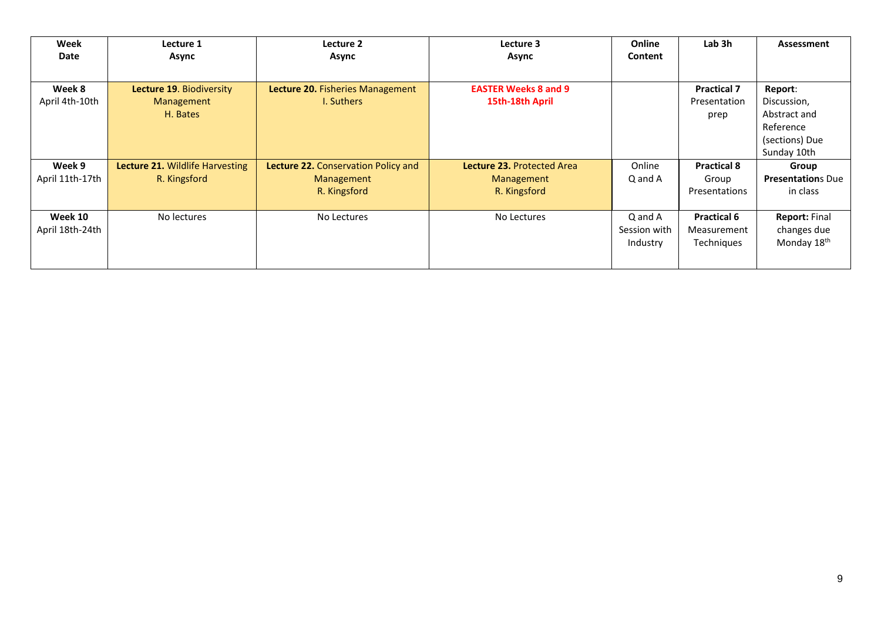| Week<br>Date | Lecture 1<br>Async | Lecture 2<br>Async | Lecture 3<br>Async | Online Content | Lab 3h | Assessment |
|---|---|---|---|---|---|---|
| **Week 8**<br>April 4th-10th | **Lecture 19**. Biodiversity Management<br>H. Bates | **Lecture 20.** Fisheries Management<br>I. Suthers | **EASTER Weeks 8 and 9**<br>**15th-18th April** | | **Practical 7**<br>Presentation prep | **Report**: Discussion, Abstract and Reference (sections) Due Sunday 10th |
| **Week 9**<br>April 11th-17th | **Lecture 21.** Wildlife Harvesting<br>R. Kingsford | **Lecture 22.** Conservation Policy and Management<br>R. Kingsford | **Lecture 23.** Protected Area Management<br>R. Kingsford | Online Q and A | **Practical 8**<br>Group Presentations | **Group Presentation**s Due in class |
| **Week 10**<br>April 18th-24th | No lectures | No Lectures | No Lectures | Q and A Session with Industry | **Practical 6**<br>Measurement Techniques | **Report:** Final changes due Monday 18th |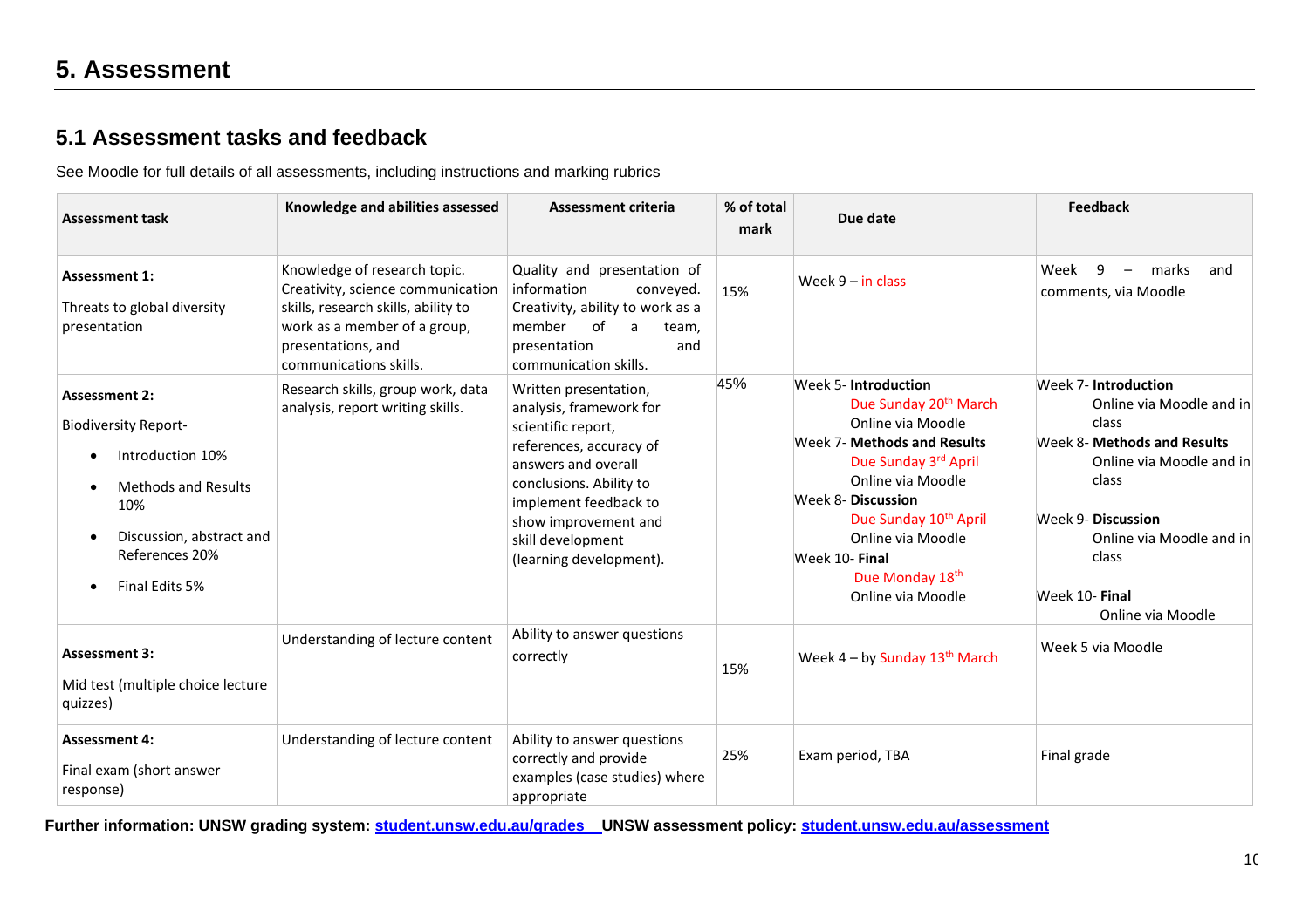## 5. Assessment

### 5.1 Assessment tasks and feedback

See Moodle for full details of all assessments, including instructions and marking rubrics

| Assessment task | Knowledge and abilities assessed | Assessment criteria | % of total mark | Due date | Feedback |
|---|---|---|---|---|---|
| **Assessment 1:** Threats to global diversity presentation | Knowledge of research topic. Creativity, science communication skills, research skills, ability to work as a member of a group, presentations, and communications skills. | Quality and presentation of information conveyed. Creativity, ability to work as a member of a team, presentation and communication skills. | 15% | Week 9 – in class | Week 9 – marks and comments, via Moodle |
| **Assessment 2:** Biodiversity Report- <br>• Introduction 10% <br>• Methods and Results 10% <br>• Discussion, abstract and References 20% <br>• Final Edits 5% | Research skills, group work, data analysis, report writing skills. | Written presentation, analysis, framework for scientific report, references, accuracy of answers and overall conclusions. Ability to implement feedback to show improvement and skill development (learning development). | 45% | Week 5- **Introduction** Due Sunday 20th March Online via Moodle <br>Week 7- **Methods and Results** Due Sunday 3rd April Online via Moodle <br>Week 8- **Discussion** Due Sunday 10th April Online via Moodle <br>Week 10- **Final** Due Monday 18th Online via Moodle | Week 7- **Introduction** Online via Moodle and in class <br>Week 8- **Methods and Results** Online via Moodle and in class <br>Week 9- **Discussion** Online via Moodle and in class <br>Week 10- **Final** Online via Moodle |
| **Assessment 3:** Mid test (multiple choice lecture quizzes) | Understanding of lecture content | Ability to answer questions correctly | 15% | Week 4 – by Sunday 13th March | Week 5 via Moodle |
| **Assessment 4:** Final exam (short answer response) | Understanding of lecture content | Ability to answer questions correctly and provide examples (case studies) where appropriate | 25% | Exam period, TBA | Final grade |

**Further information: UNSW grading system: student.unsw.edu.au/grades UNSW assessment policy: student.unsw.edu.au/assessment**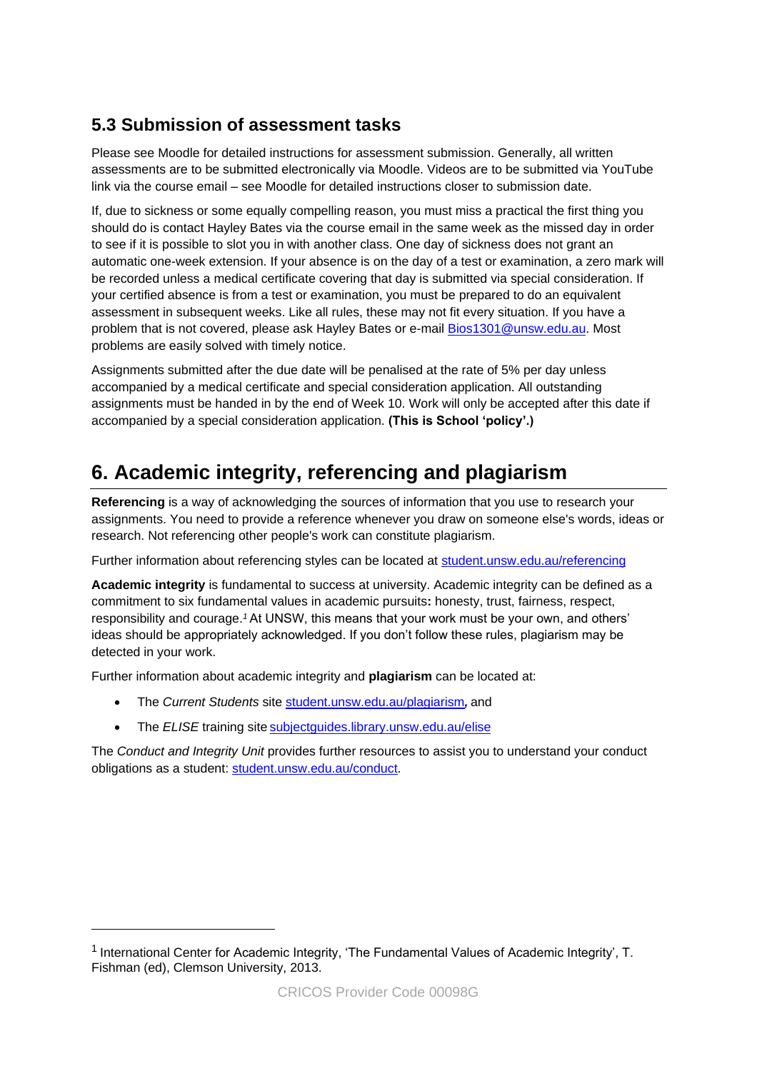### 5.3 Submission of assessment tasks

Please see Moodle for detailed instructions for assessment submission. Generally, all written assessments are to be submitted electronically via Moodle. Videos are to be submitted via YouTube link via the course email – see Moodle for detailed instructions closer to submission date.

If, due to sickness or some equally compelling reason, you must miss a practical the first thing you should do is contact Hayley Bates via the course email in the same week as the missed day in order to see if it is possible to slot you in with another class. One day of sickness does not grant an automatic one-week extension. If your absence is on the day of a test or examination, a zero mark will be recorded unless a medical certificate covering that day is submitted via special consideration. If your certified absence is from a test or examination, you must be prepared to do an equivalent assessment in subsequent weeks. Like all rules, these may not fit every situation. If you have a problem that is not covered, please ask Hayley Bates or e-mail Bios1301@unsw.edu.au. Most problems are easily solved with timely notice.

Assignments submitted after the due date will be penalised at the rate of 5% per day unless accompanied by a medical certificate and special consideration application. All outstanding assignments must be handed in by the end of Week 10. Work will only be accepted after this date if accompanied by a special consideration application. **(This is School 'policy'.)**

## 6. Academic integrity, referencing and plagiarism

**Referencing** is a way of acknowledging the sources of information that you use to research your assignments. You need to provide a reference whenever you draw on someone else's words, ideas or research. Not referencing other people's work can constitute plagiarism.

Further information about referencing styles can be located at student.unsw.edu.au/referencing

**Academic integrity** is fundamental to success at university. Academic integrity can be defined as a commitment to six fundamental values in academic pursuits**:** honesty, trust, fairness, respect, responsibility and courage.[1] At UNSW, this means that your work must be your own, and others' ideas should be appropriately acknowledged. If you don't follow these rules, plagiarism may be detected in your work.

Further information about academic integrity and **plagiarism** can be located at:

- The *Current Students* site student.unsw.edu.au/plagiarism*,* and
- The *ELISE* training site subjectguides.library.unsw.edu.au/elise

The *Conduct and Integrity Unit* provides further resources to assist you to understand your conduct obligations as a student: student.unsw.edu.au/conduct.

---

[1] International Center for Academic Integrity, 'The Fundamental Values of Academic Integrity', T. Fishman (ed), Clemson University, 2013.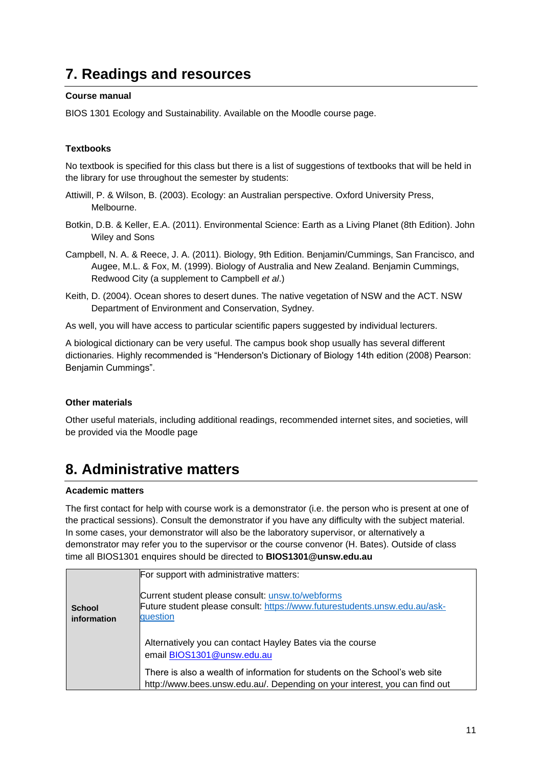## 7. Readings and resources

**Course manual**

BIOS 1301 Ecology and Sustainability. Available on the Moodle course page.

**Textbooks**

No textbook is specified for this class but there is a list of suggestions of textbooks that will be held in the library for use throughout the semester by students:

Attiwill, P. & Wilson, B. (2003). Ecology: an Australian perspective. Oxford University Press, Melbourne.

Botkin, D.B. & Keller, E.A. (2011). Environmental Science: Earth as a Living Planet (8th Edition). John Wiley and Sons

Campbell, N. A. & Reece, J. A. (2011). Biology, 9th Edition. Benjamin/Cummings, San Francisco, and Augee, M.L. & Fox, M. (1999). Biology of Australia and New Zealand. Benjamin Cummings, Redwood City (a supplement to Campbell *et al*.)

Keith, D. (2004). Ocean shores to desert dunes. The native vegetation of NSW and the ACT. NSW Department of Environment and Conservation, Sydney.

As well, you will have access to particular scientific papers suggested by individual lecturers.

A biological dictionary can be very useful. The campus book shop usually has several different dictionaries. Highly recommended is "Henderson's Dictionary of Biology 14th edition (2008) Pearson: Benjamin Cummings".

**Other materials**

Other useful materials, including additional readings, recommended internet sites, and societies, will be provided via the Moodle page

## 8. Administrative matters

**Academic matters**

The first contact for help with course work is a demonstrator (i.e. the person who is present at one of the practical sessions). Consult the demonstrator if you have any difficulty with the subject material. In some cases, your demonstrator will also be the laboratory supervisor, or alternatively a demonstrator may refer you to the supervisor or the course convenor (H. Bates). Outside of class time all BIOS1301 enquires should be directed to **BIOS1301@unsw.edu.au**

| | |
|---|---|
| **School information** | For support with administrative matters:<br><br>Current student please consult: unsw.to/webforms<br>Future student please consult: https://www.futurestudents.unsw.edu.au/ask-question<br><br>Alternatively you can contact Hayley Bates via the course email BIOS1301@unsw.edu.au<br><br>There is also a wealth of information for students on the School's web site http://www.bees.unsw.edu.au/. Depending on your interest, you can find out |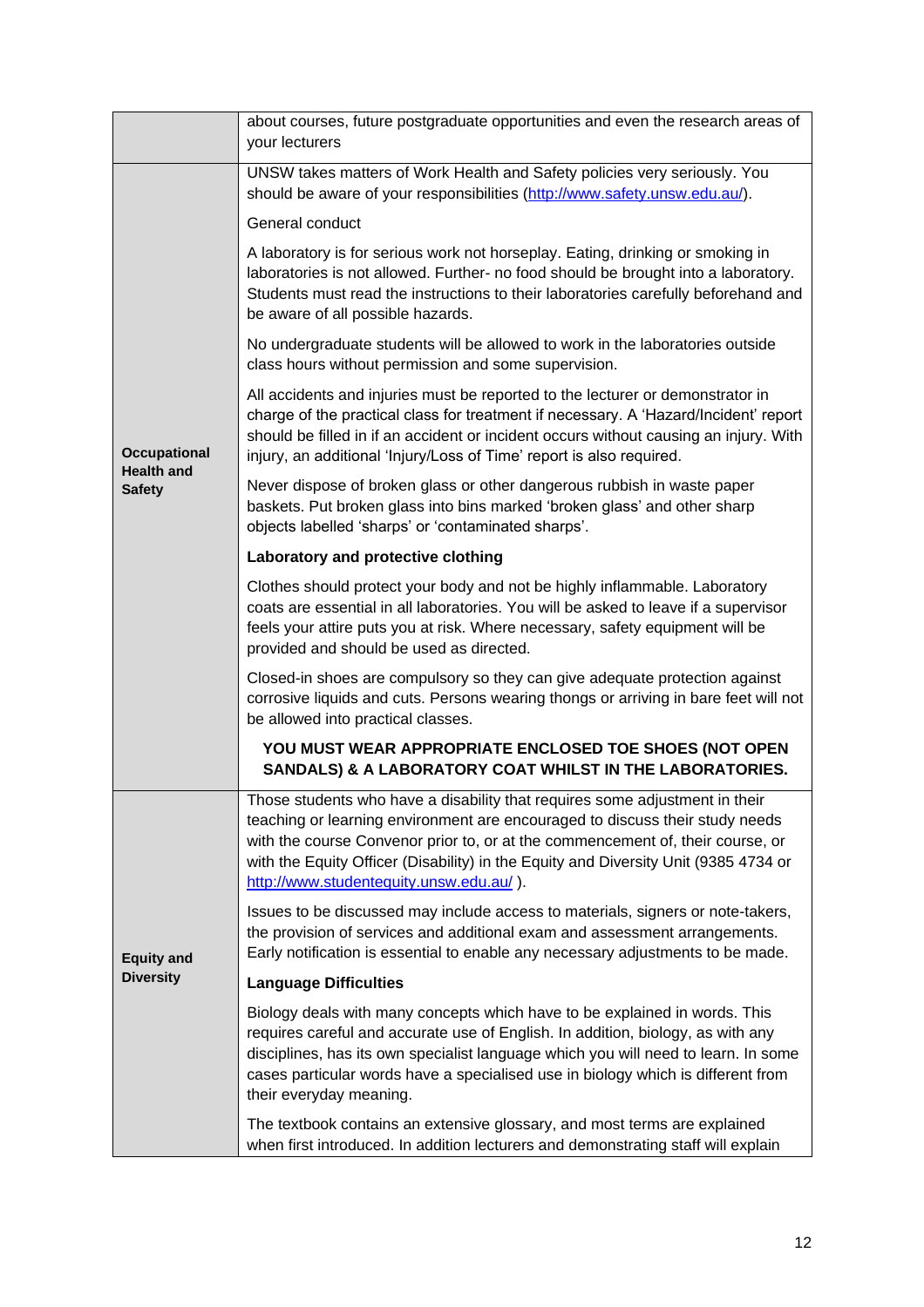| | |
|---|---|
| | about courses, future postgraduate opportunities and even the research areas of your lecturers |
| **Occupational Health and Safety** | UNSW takes matters of Work Health and Safety policies very seriously. You should be aware of your responsibilities (http://www.safety.unsw.edu.au/).<br><br>General conduct<br><br>A laboratory is for serious work not horseplay. Eating, drinking or smoking in laboratories is not allowed. Further- no food should be brought into a laboratory. Students must read the instructions to their laboratories carefully beforehand and be aware of all possible hazards.<br><br>No undergraduate students will be allowed to work in the laboratories outside class hours without permission and some supervision.<br><br>All accidents and injuries must be reported to the lecturer or demonstrator in charge of the practical class for treatment if necessary. A 'Hazard/Incident' report should be filled in if an accident or incident occurs without causing an injury. With injury, an additional 'Injury/Loss of Time' report is also required.<br><br>Never dispose of broken glass or other dangerous rubbish in waste paper baskets. Put broken glass into bins marked 'broken glass' and other sharp objects labelled 'sharps' or 'contaminated sharps'.<br><br>**Laboratory and protective clothing**<br><br>Clothes should protect your body and not be highly inflammable. Laboratory coats are essential in all laboratories. You will be asked to leave if a supervisor feels your attire puts you at risk. Where necessary, safety equipment will be provided and should be used as directed.<br><br>Closed-in shoes are compulsory so they can give adequate protection against corrosive liquids and cuts. Persons wearing thongs or arriving in bare feet will not be allowed into practical classes.<br><br>**YOU MUST WEAR APPROPRIATE ENCLOSED TOE SHOES (NOT OPEN SANDALS) & A LABORATORY COAT WHILST IN THE LABORATORIES.** |
| **Equity and Diversity** | Those students who have a disability that requires some adjustment in their teaching or learning environment are encouraged to discuss their study needs with the course Convenor prior to, or at the commencement of, their course, or with the Equity Officer (Disability) in the Equity and Diversity Unit (9385 4734 or http://www.studentequity.unsw.edu.au/ ).<br><br>Issues to be discussed may include access to materials, signers or note-takers, the provision of services and additional exam and assessment arrangements. Early notification is essential to enable any necessary adjustments to be made.<br><br>**Language Difficulties**<br><br>Biology deals with many concepts which have to be explained in words. This requires careful and accurate use of English. In addition, biology, as with any disciplines, has its own specialist language which you will need to learn. In some cases particular words have a specialised use in biology which is different from their everyday meaning.<br><br>The textbook contains an extensive glossary, and most terms are explained when first introduced. In addition lecturers and demonstrating staff will explain |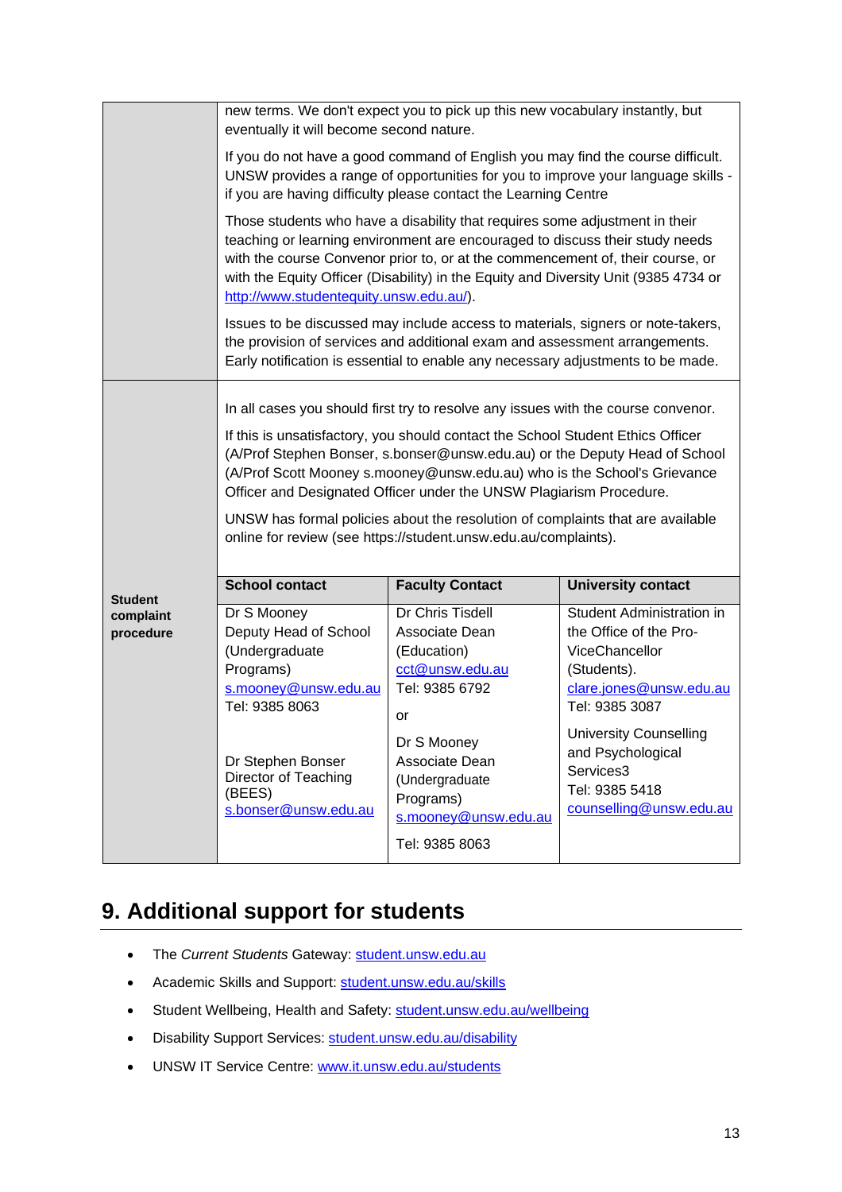| | |
|---|---|
| | new terms. We don't expect you to pick up this new vocabulary instantly, but eventually it will become second nature.<br><br>If you do not have a good command of English you may find the course difficult. UNSW provides a range of opportunities for you to improve your language skills - if you are having difficulty please contact the Learning Centre<br><br>Those students who have a disability that requires some adjustment in their teaching or learning environment are encouraged to discuss their study needs with the course Convenor prior to, or at the commencement of, their course, or with the Equity Officer (Disability) in the Equity and Diversity Unit (9385 4734 or http://www.studentequity.unsw.edu.au/).<br><br>Issues to be discussed may include access to materials, signers or note-takers, the provision of services and additional exam and assessment arrangements. Early notification is essential to enable any necessary adjustments to be made. |
| **Student complaint procedure** | In all cases you should first try to resolve any issues with the course convenor.<br><br>If this is unsatisfactory, you should contact the School Student Ethics Officer (A/Prof Stephen Bonser, s.bonser@unsw.edu.au) or the Deputy Head of School (A/Prof Scott Mooney s.mooney@unsw.edu.au) who is the School's Grievance Officer and Designated Officer under the UNSW Plagiarism Procedure.<br><br>UNSW has formal policies about the resolution of complaints that are available online for review (see https://student.unsw.edu.au/complaints). |

| School contact | Faculty Contact | University contact |
|---|---|---|
| Dr S Mooney<br>Deputy Head of School (Undergraduate Programs)<br>s.mooney@unsw.edu.au<br>Tel: 9385 8063<br><br>Dr Stephen Bonser<br>Director of Teaching (BEES)<br>s.bonser@unsw.edu.au | Dr Chris Tisdell<br>Associate Dean (Education)<br>cct@unsw.edu.au<br>Tel: 9385 6792<br><br>or<br><br>Dr S Mooney<br>Associate Dean (Undergraduate Programs)<br>s.mooney@unsw.edu.au<br><br>Tel: 9385 8063 | Student Administration in the Office of the Pro-ViceChancellor (Students).<br>clare.jones@unsw.edu.au<br>Tel: 9385 3087<br><br>University Counselling and Psychological Services3<br>Tel: 9385 5418<br>counselling@unsw.edu.au |

# 9. Additional support for students

- The *Current Students* Gateway: student.unsw.edu.au
- Academic Skills and Support: student.unsw.edu.au/skills
- Student Wellbeing, Health and Safety: student.unsw.edu.au/wellbeing
- Disability Support Services: student.unsw.edu.au/disability
- UNSW IT Service Centre: www.it.unsw.edu.au/students